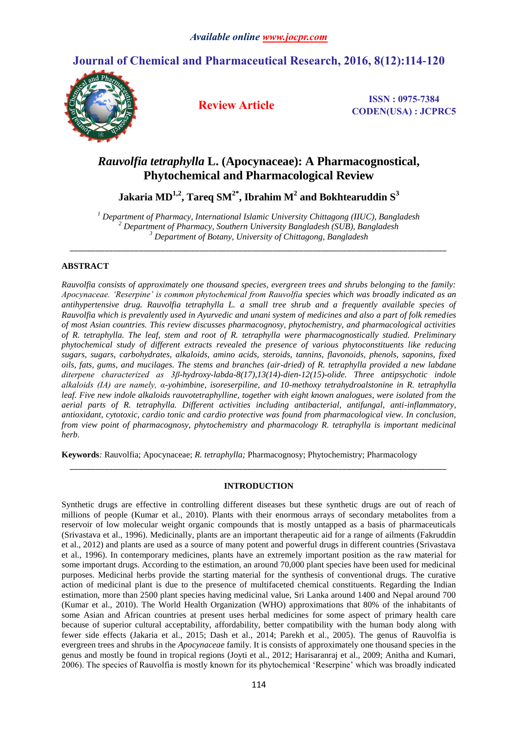# Rauvolfia tetraphylla L. (Apocynaceae): A Pharmacognostical, Phytochemical and Pharmacological Review

**Jakaria MD[1,2], Tareq SM[2*], Ibrahim M[2] and Bokhtearuddin S[3]**

*[1] Department of Pharmacy, International Islamic University Chittagong (IIUC), Bangladesh*
*[2] Department of Pharmacy, Southern University Bangladesh (SUB), Bangladesh*
*[3] Department of Botany, University of Chittagong, Bangladesh*

---

## ABSTRACT

*Rauvolfia consists of approximately one thousand species, evergreen trees and shrubs belonging to the family: Apocynaceae. 'Reserpine' is common phytochemical from Rauvolfia species which was broadly indicated as an antihypertensive drug. Rauvolfia tetraphylla L. a small tree shrub and a frequently available species of Rauvolfia which is prevalently used in Ayurvedic and unani system of medicines and also a part of folk remedies of most Asian countries. This review discusses pharmacognosy, phytochemistry, and pharmacological activities of R. tetraphylla. The leaf, stem and root of R. tetraphylla were pharmacognostically studied. Preliminary phytochemical study of different extracts revealed the presence of various phytoconstituents like reducing sugars, sugars, carbohydrates, alkaloids, amino acids, steroids, tannins, flavonoids, phenols, saponins, fixed oils, fats, gums, and mucilages. The stems and branches (air-dried) of R. tetraphylla provided a new labdane diterpene characterized as 3β-hydroxy-labda-8(17),13(14)-dien-12(15)-olide. Three antipsychotic indole alkaloids (IA) are namely, α-yohimbine, isoreserpiline, and 10-methoxy tetrahydroalstonine in R. tetraphylla leaf. Five new indole alkaloids rauvotetraphylline, together with eight known analogues, were isolated from the aerial parts of R. tetraphylla. Different activities including antibacterial, antifungal, anti-inflammatory, antioxidant, cytotoxic, cardio tonic and cardio protective was found from pharmacological view. In conclusion, from view point of pharmacognosy, phytochemistry and pharmacology R. tetraphylla is important medicinal herb.*

**Keywords***:* Rauvolfia; Apocynaceae; *R. tetraphylla;* Pharmacognosy; Phytochemistry; Pharmacology

---

## INTRODUCTION

Synthetic drugs are effective in controlling different diseases but these synthetic drugs are out of reach of millions of people (Kumar et al., 2010). Plants with their enormous arrays of secondary metabolites from a reservoir of low molecular weight organic compounds that is mostly untapped as a basis of pharmaceuticals (Srivastava et al., 1996). Medicinally, plants are an important therapeutic aid for a range of ailments (Fakruddin et al., 2012) and plants are used as a source of many potent and powerful drugs in different countries (Srivastava et al., 1996). In contemporary medicines, plants have an extremely important position as the raw material for some important drugs. According to the estimation, an around 70,000 plant species have been used for medicinal purposes. Medicinal herbs provide the starting material for the synthesis of conventional drugs. The curative action of medicinal plant is due to the presence of multifaceted chemical constituents. Regarding the Indian estimation, more than 2500 plant species having medicinal value, Sri Lanka around 1400 and Nepal around 700 (Kumar et al., 2010). The World Health Organization (WHO) approximations that 80% of the inhabitants of some Asian and African countries at present uses herbal medicines for some aspect of primary health care because of superior cultural acceptability, affordability, better compatibility with the human body along with fewer side effects (Jakaria et al., 2015; Dash et al., 2014; Parekh et al., 2005). The genus of Rauvolfia is evergreen trees and shrubs in the *Apocyneceae* family. It is consists of approximately one thousand species in the genus and mostly be found in tropical regions (Joyti et al., 2012; Harisaranraj et al., 2009; Anitha and Kumari, 2006). The species of Rauvolfia is mostly known for its phytochemical 'Reserpine' which was broadly indicated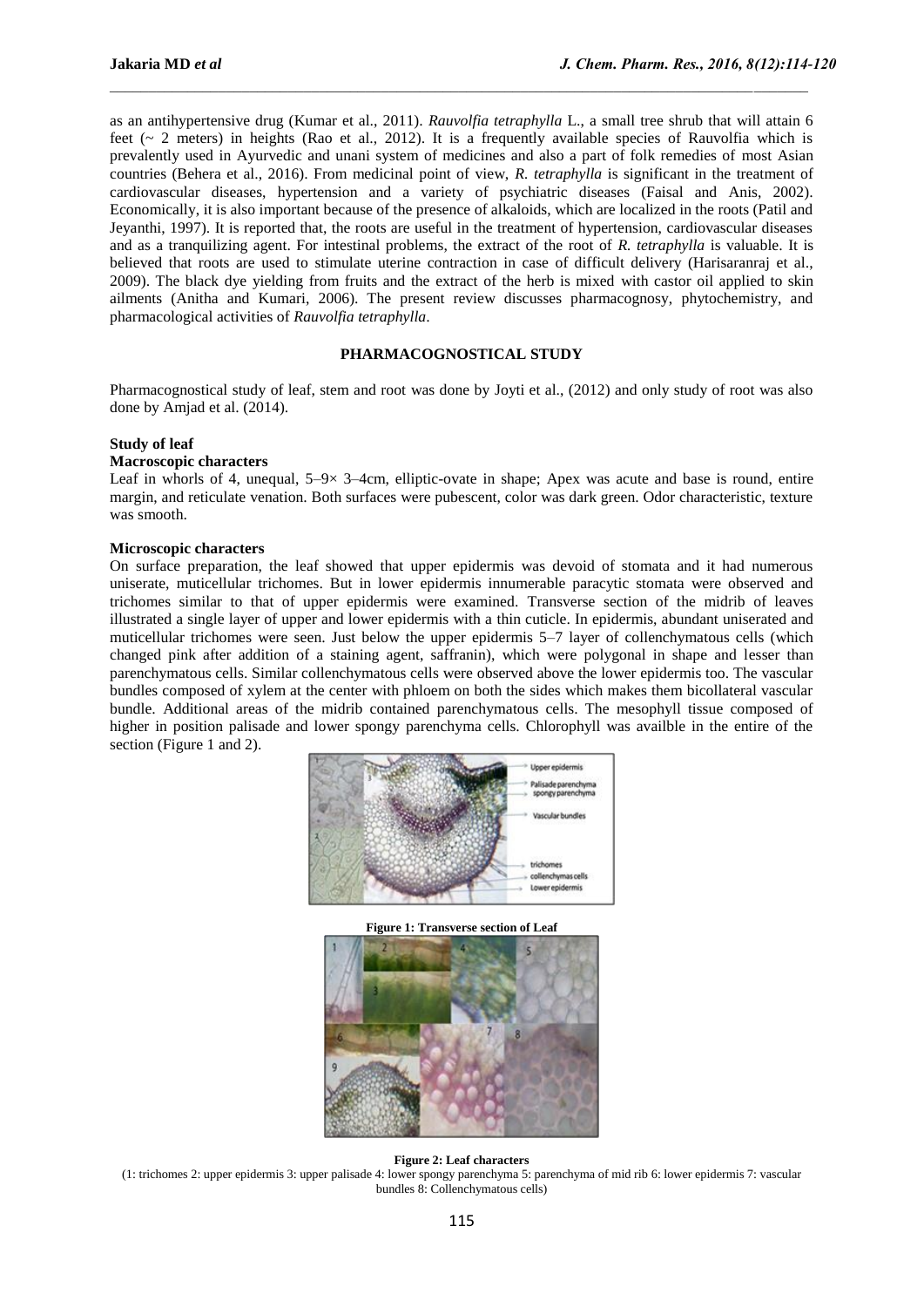as an antihypertensive drug (Kumar et al., 2011). *Rauvolfia tetraphylla* L., a small tree shrub that will attain 6 feet (~ 2 meters) in heights (Rao et al., 2012). It is a frequently available species of Rauvolfia which is prevalently used in Ayurvedic and unani system of medicines and also a part of folk remedies of most Asian countries (Behera et al., 2016). From medicinal point of view, *R. tetraphylla* is significant in the treatment of cardiovascular diseases, hypertension and a variety of psychiatric diseases (Faisal and Anis, 2002). Economically, it is also important because of the presence of alkaloids, which are localized in the roots (Patil and Jeyanthi, 1997). It is reported that, the roots are useful in the treatment of hypertension, cardiovascular diseases and as a tranquilizing agent. For intestinal problems, the extract of the root of *R. tetraphylla* is valuable. It is believed that roots are used to stimulate uterine contraction in case of difficult delivery (Harisaranraj et al., 2009). The black dye yielding from fruits and the extract of the herb is mixed with castor oil applied to skin ailments (Anitha and Kumari, 2006). The present review discusses pharmacognosy, phytochemistry, and pharmacological activities of *Rauvolfia tetraphylla*.

## PHARMACOGNOSTICAL STUDY

Pharmacognostical study of leaf, stem and root was done by Joyti et al., (2012) and only study of root was also done by Amjad et al. (2014).

### Study of leaf

#### Macroscopic characters

Leaf in whorls of 4, unequal, 5–9× 3–4cm, elliptic-ovate in shape; Apex was acute and base is round, entire margin, and reticulate venation. Both surfaces were pubescent, color was dark green. Odor characteristic, texture was smooth.

#### Microscopic characters

On surface preparation, the leaf showed that upper epidermis was devoid of stomata and it had numerous uniserate, muticellular trichomes. But in lower epidermis innumerable paracytic stomata were observed and trichomes similar to that of upper epidermis were examined. Transverse section of the midrib of leaves illustrated a single layer of upper and lower epidermis with a thin cuticle. In epidermis, abundant uniserated and muticellular trichomes were seen. Just below the upper epidermis 5–7 layer of collenchymatous cells (which changed pink after addition of a staining agent, saffranin), which were polygonal in shape and lesser than parenchymatous cells. Similar collenchymatous cells were observed above the lower epidermis too. The vascular bundles composed of xylem at the center with phloem on both the sides which makes them bicollateral vascular bundle. Additional areas of the midrib contained parenchymatous cells. The mesophyll tissue composed of higher in position palisade and lower spongy parenchyma cells. Chlorophyll was availble in the entire of the section (Figure 1 and 2).

**Figure 1: Transverse section of Leaf**

**Figure 2: Leaf characters**

(1: trichomes 2: upper epidermis 3: upper palisade 4: lower spongy parenchyma 5: parenchyma of mid rib 6: lower epidermis 7: vascular bundles 8: Collenchymatous cells)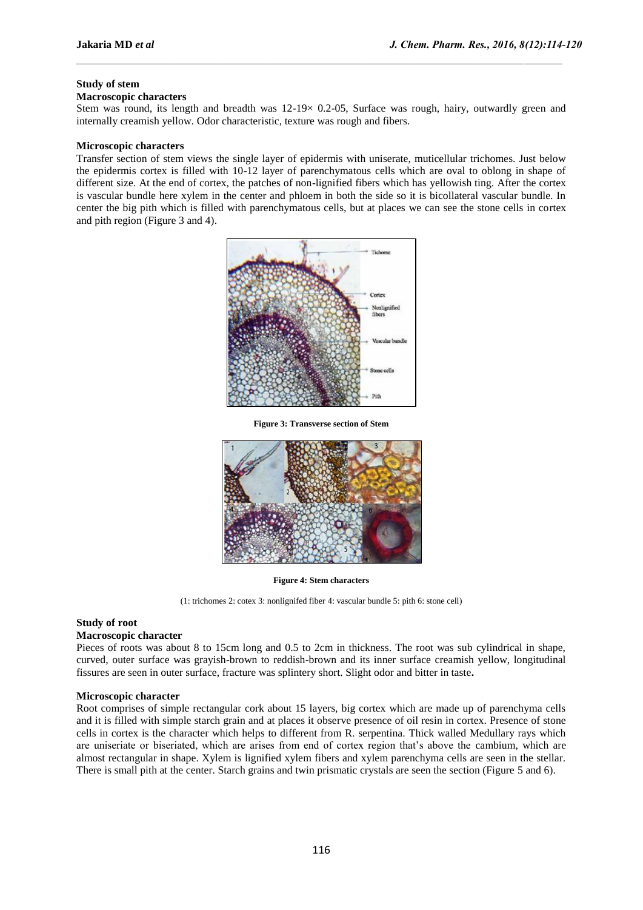### Study of stem

#### Macroscopic characters

Stem was round, its length and breadth was 12-19× 0.2-05, Surface was rough, hairy, outwardly green and internally creamish yellow. Odor characteristic, texture was rough and fibers.

#### Microscopic characters

Transfer section of stem views the single layer of epidermis with uniserate, muticellular trichomes. Just below the epidermis cortex is filled with 10-12 layer of parenchymatous cells which are oval to oblong in shape of different size. At the end of cortex, the patches of non-lignified fibers which has yellowish ting. After the cortex is vascular bundle here xylem in the center and phloem in both the side so it is bicollateral vascular bundle. In center the big pith which is filled with parenchymatous cells, but at places we can see the stone cells in cortex and pith region (Figure 3 and 4).

**Figure 3: Transverse section of Stem**

**Figure 4: Stem characters**

(1: trichomes 2: cotex 3: nonlignifed fiber 4: vascular bundle 5: pith 6: stone cell)

### Study of root

#### Macroscopic character

Pieces of roots was about 8 to 15cm long and 0.5 to 2cm in thickness. The root was sub cylindrical in shape, curved, outer surface was grayish-brown to reddish-brown and its inner surface creamish yellow, longitudinal fissures are seen in outer surface, fracture was splintery short. Slight odor and bitter in taste**.**

#### Microscopic character

Root comprises of simple rectangular cork about 15 layers, big cortex which are made up of parenchyma cells and it is filled with simple starch grain and at places it observe presence of oil resin in cortex. Presence of stone cells in cortex is the character which helps to different from R. serpentina. Thick walled Medullary rays which are uniseriate or biseriated, which are arises from end of cortex region that's above the cambium, which are almost rectangular in shape. Xylem is lignified xylem fibers and xylem parenchyma cells are seen in the stellar. There is small pith at the center. Starch grains and twin prismatic crystals are seen the section (Figure 5 and 6).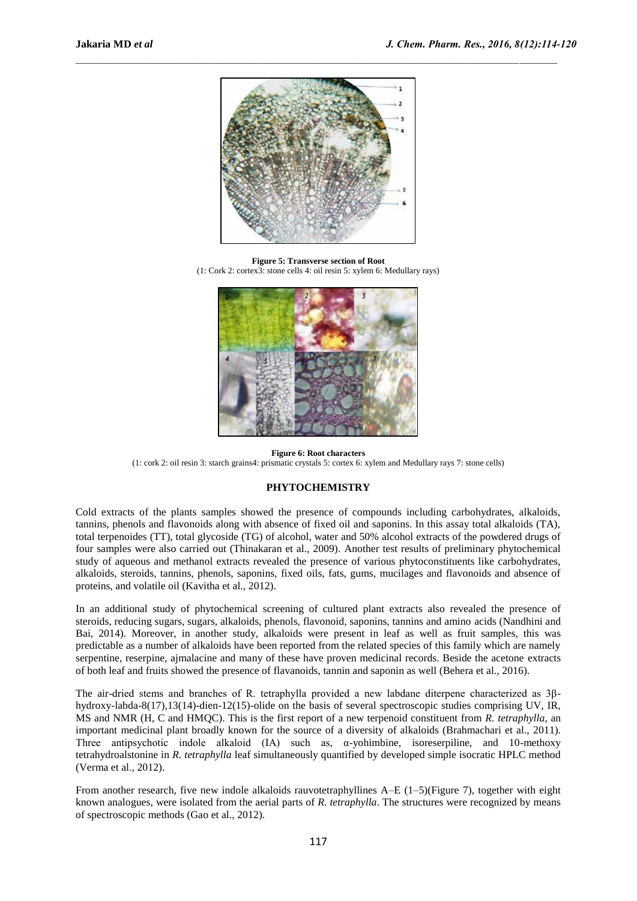**Figure 5: Transverse section of Root**
(1: Cork 2: cortex3: stone cells 4: oil resin 5: xylem 6: Medullary rays)

**Figure 6: Root characters**
(1: cork 2: oil resin 3: starch grains4: prismatic crystals 5: cortex 6: xylem and Medullary rays 7: stone cells)

## PHYTOCHEMISTRY

Cold extracts of the plants samples showed the presence of compounds including carbohydrates, alkaloids, tannins, phenols and flavonoids along with absence of fixed oil and saponins. In this assay total alkaloids (TA), total terpenoides (TT), total glycoside (TG) of alcohol, water and 50% alcohol extracts of the powdered drugs of four samples were also carried out (Thinakaran et al., 2009). Another test results of preliminary phytochemical study of aqueous and methanol extracts revealed the presence of various phytoconstituents like carbohydrates, alkaloids, steroids, tannins, phenols, saponins, fixed oils, fats, gums, mucilages and flavonoids and absence of proteins, and volatile oil (Kavitha et al., 2012).

In an additional study of phytochemical screening of cultured plant extracts also revealed the presence of steroids, reducing sugars, sugars, alkaloids, phenols, flavonoid, saponins, tannins and amino acids (Nandhini and Bai, 2014). Moreover, in another study, alkaloids were present in leaf as well as fruit samples, this was predictable as a number of alkaloids have been reported from the related species of this family which are namely serpentine, reserpine, ajmalacine and many of these have proven medicinal records. Beside the acetone extracts of both leaf and fruits showed the presence of flavanoids, tannin and saponin as well (Behera et al., 2016).

The air-dried stems and branches of R. tetraphylla provided a new labdane diterpene characterized as 3β-hydroxy-labda-8(17),13(14)-dien-12(15)-olide on the basis of several spectroscopic studies comprising UV, IR, MS and NMR (H, C and HMQC). This is the first report of a new terpenoid constituent from *R. tetraphylla*, an important medicinal plant broadly known for the source of a diversity of alkaloids (Brahmachari et al., 2011). Three antipsychotic indole alkaloid (IA) such as, α-yohimbine, isoreserpiline, and 10-methoxy tetrahydroalstonine in *R. tetraphylla* leaf simultaneously quantified by developed simple isocratic HPLC method (Verma et al., 2012).

From another research, five new indole alkaloids rauvotetraphyllines A–E (1–5)(Figure 7), together with eight known analogues, were isolated from the aerial parts of *R. tetraphylla*. The structures were recognized by means of spectroscopic methods (Gao et al., 2012).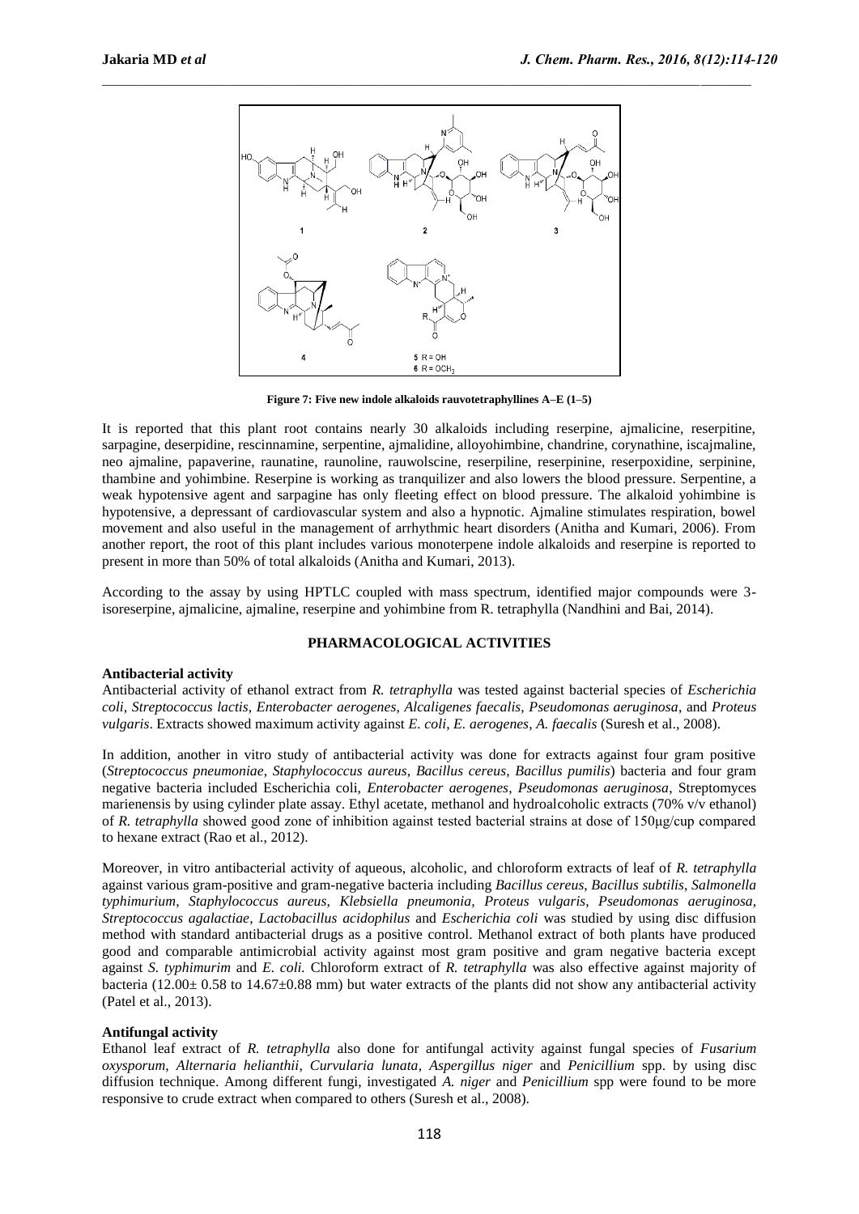**Figure 7: Five new indole alkaloids rauvotetraphyllines A–E (1–5)**

It is reported that this plant root contains nearly 30 alkaloids including reserpine, ajmalicine, reserpitine, sarpagine, deserpidine, rescinnamine, serpentine, ajmalidine, alloyohimbine, chandrine, corynathine, iscajmaline, neo ajmaline, papaverine, raunatine, raunoline, rauwolscine, reserpiline, reserpinine, reserpoxidine, serpinine, thambine and yohimbine. Reserpine is working as tranquilizer and also lowers the blood pressure. Serpentine, a weak hypotensive agent and sarpagine has only fleeting effect on blood pressure. The alkaloid yohimbine is hypotensive, a depressant of cardiovascular system and also a hypnotic. Ajmaline stimulates respiration, bowel movement and also useful in the management of arrhythmic heart disorders (Anitha and Kumari, 2006). From another report, the root of this plant includes various monoterpene indole alkaloids and reserpine is reported to present in more than 50% of total alkaloids (Anitha and Kumari, 2013).

According to the assay by using HPTLC coupled with mass spectrum, identified major compounds were 3-isoreserpine, ajmalicine, ajmaline, reserpine and yohimbine from R. tetraphylla (Nandhini and Bai, 2014).

## PHARMACOLOGICAL ACTIVITIES

### Antibacterial activity

Antibacterial activity of ethanol extract from *R. tetraphylla* was tested against bacterial species of *Escherichia coli*, *Streptococcus lactis*, *Enterobacter aerogenes*, *Alcaligenes faecalis*, *Pseudomonas aeruginosa*, and *Proteus vulgaris*. Extracts showed maximum activity against *E. coli*, *E. aerogenes*, *A. faecalis* (Suresh et al., 2008).

In addition, another in vitro study of antibacterial activity was done for extracts against four gram positive (*Streptococcus pneumoniae*, *Staphylococcus aureus*, *Bacillus cereus*, *Bacillus pumilis*) bacteria and four gram negative bacteria included Escherichia coli, *Enterobacter aerogenes*, *Pseudomonas aeruginosa*, Streptomyces marienensis by using cylinder plate assay. Ethyl acetate, methanol and hydroalcoholic extracts (70% v/v ethanol) of *R. tetraphylla* showed good zone of inhibition against tested bacterial strains at dose of 150µg/cup compared to hexane extract (Rao et al., 2012).

Moreover, in vitro antibacterial activity of aqueous, alcoholic, and chloroform extracts of leaf of *R. tetraphylla* against various gram-positive and gram-negative bacteria including *Bacillus cereus*, *Bacillus subtilis*, *Salmonella typhimurium*, *Staphylococcus aureus*, *Klebsiella pneumonia*, *Proteus vulgaris*, *Pseudomonas aeruginosa*, *Streptococcus agalactiae*, *Lactobacillus acidophilus* and *Escherichia coli* was studied by using disc diffusion method with standard antibacterial drugs as a positive control. Methanol extract of both plants have produced good and comparable antimicrobial activity against most gram positive and gram negative bacteria except against *S. typhimurim* and *E. coli.* Chloroform extract of *R. tetraphylla* was also effective against majority of bacteria (12.00± 0.58 to 14.67±0.88 mm) but water extracts of the plants did not show any antibacterial activity (Patel et al., 2013).

### Antifungal activity

Ethanol leaf extract of *R. tetraphylla* also done for antifungal activity against fungal species of *Fusarium oxysporum*, *Alternaria helianthii*, *Curvularia lunata*, *Aspergillus niger* and *Penicillium* spp. by using disc diffusion technique. Among different fungi, investigated *A. niger* and *Penicillium* spp were found to be more responsive to crude extract when compared to others (Suresh et al., 2008).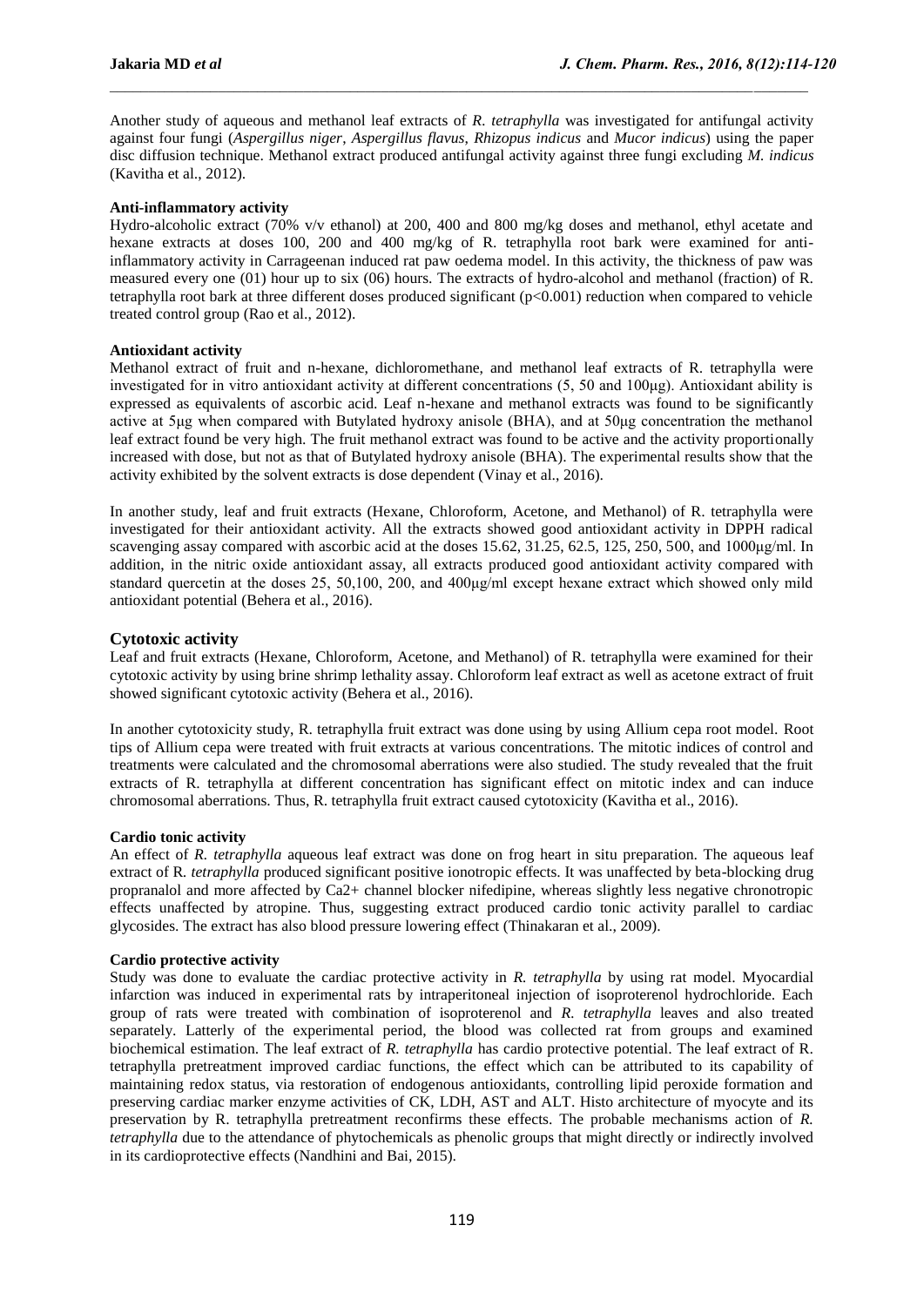Another study of aqueous and methanol leaf extracts of *R. tetraphylla* was investigated for antifungal activity against four fungi (*Aspergillus niger*, *Aspergillus flavus*, *Rhizopus indicus* and *Mucor indicus*) using the paper disc diffusion technique. Methanol extract produced antifungal activity against three fungi excluding *M. indicus* (Kavitha et al., 2012).

**Anti-inflammatory activity**

Hydro-alcoholic extract (70% v/v ethanol) at 200, 400 and 800 mg/kg doses and methanol, ethyl acetate and hexane extracts at doses 100, 200 and 400 mg/kg of R. tetraphylla root bark were examined for anti-inflammatory activity in Carrageenan induced rat paw oedema model. In this activity, the thickness of paw was measured every one (01) hour up to six (06) hours. The extracts of hydro-alcohol and methanol (fraction) of R. tetraphylla root bark at three different doses produced significant ($p<0.001$) reduction when compared to vehicle treated control group (Rao et al., 2012).

**Antioxidant activity**

Methanol extract of fruit and n-hexane, dichloromethane, and methanol leaf extracts of R. tetraphylla were investigated for in vitro antioxidant activity at different concentrations (5, 50 and 100μg). Antioxidant ability is expressed as equivalents of ascorbic acid. Leaf n-hexane and methanol extracts was found to be significantly active at 5μg when compared with Butylated hydroxy anisole (BHA), and at 50μg concentration the methanol leaf extract found be very high. The fruit methanol extract was found to be active and the activity proportionally increased with dose, but not as that of Butylated hydroxy anisole (BHA). The experimental results show that the activity exhibited by the solvent extracts is dose dependent (Vinay et al., 2016).

In another study, leaf and fruit extracts (Hexane, Chloroform, Acetone, and Methanol) of R. tetraphylla were investigated for their antioxidant activity. All the extracts showed good antioxidant activity in DPPH radical scavenging assay compared with ascorbic acid at the doses 15.62, 31.25, 62.5, 125, 250, 500, and 1000μg/ml. In addition, in the nitric oxide antioxidant assay, all extracts produced good antioxidant activity compared with standard quercetin at the doses 25, 50,100, 200, and 400μg/ml except hexane extract which showed only mild antioxidant potential (Behera et al., 2016).

## Cytotoxic activity

Leaf and fruit extracts (Hexane, Chloroform, Acetone, and Methanol) of R. tetraphylla were examined for their cytotoxic activity by using brine shrimp lethality assay. Chloroform leaf extract as well as acetone extract of fruit showed significant cytotoxic activity (Behera et al., 2016).

In another cytotoxicity study, R. tetraphylla fruit extract was done using by using Allium cepa root model. Root tips of Allium cepa were treated with fruit extracts at various concentrations. The mitotic indices of control and treatments were calculated and the chromosomal aberrations were also studied. The study revealed that the fruit extracts of R. tetraphylla at different concentration has significant effect on mitotic index and can induce chromosomal aberrations. Thus, R. tetraphylla fruit extract caused cytotoxicity (Kavitha et al., 2016).

**Cardio tonic activity**

An effect of *R. tetraphylla* aqueous leaf extract was done on frog heart in situ preparation. The aqueous leaf extract of R. *tetraphylla* produced significant positive ionotropic effects. It was unaffected by beta-blocking drug propranalol and more affected by $Ca^{2+}$ channel blocker nifedipine, whereas slightly less negative chronotropic effects unaffected by atropine. Thus, suggesting extract produced cardio tonic activity parallel to cardiac glycosides. The extract has also blood pressure lowering effect (Thinakaran et al., 2009).

**Cardio protective activity**

Study was done to evaluate the cardiac protective activity in *R. tetraphylla* by using rat model. Myocardial infarction was induced in experimental rats by intraperitoneal injection of isoproterenol hydrochloride. Each group of rats were treated with combination of isoproterenol and *R. tetraphylla* leaves and also treated separately. Latterly of the experimental period, the blood was collected rat from groups and examined biochemical estimation. The leaf extract of *R. tetraphylla* has cardio protective potential. The leaf extract of R. tetraphylla pretreatment improved cardiac functions, the effect which can be attributed to its capability of maintaining redox status, via restoration of endogenous antioxidants, controlling lipid peroxide formation and preserving cardiac marker enzyme activities of CK, LDH, AST and ALT. Histo architecture of myocyte and its preservation by R. tetraphylla pretreatment reconfirms these effects. The probable mechanisms action of *R. tetraphylla* due to the attendance of phytochemicals as phenolic groups that might directly or indirectly involved in its cardioprotective effects (Nandhini and Bai, 2015).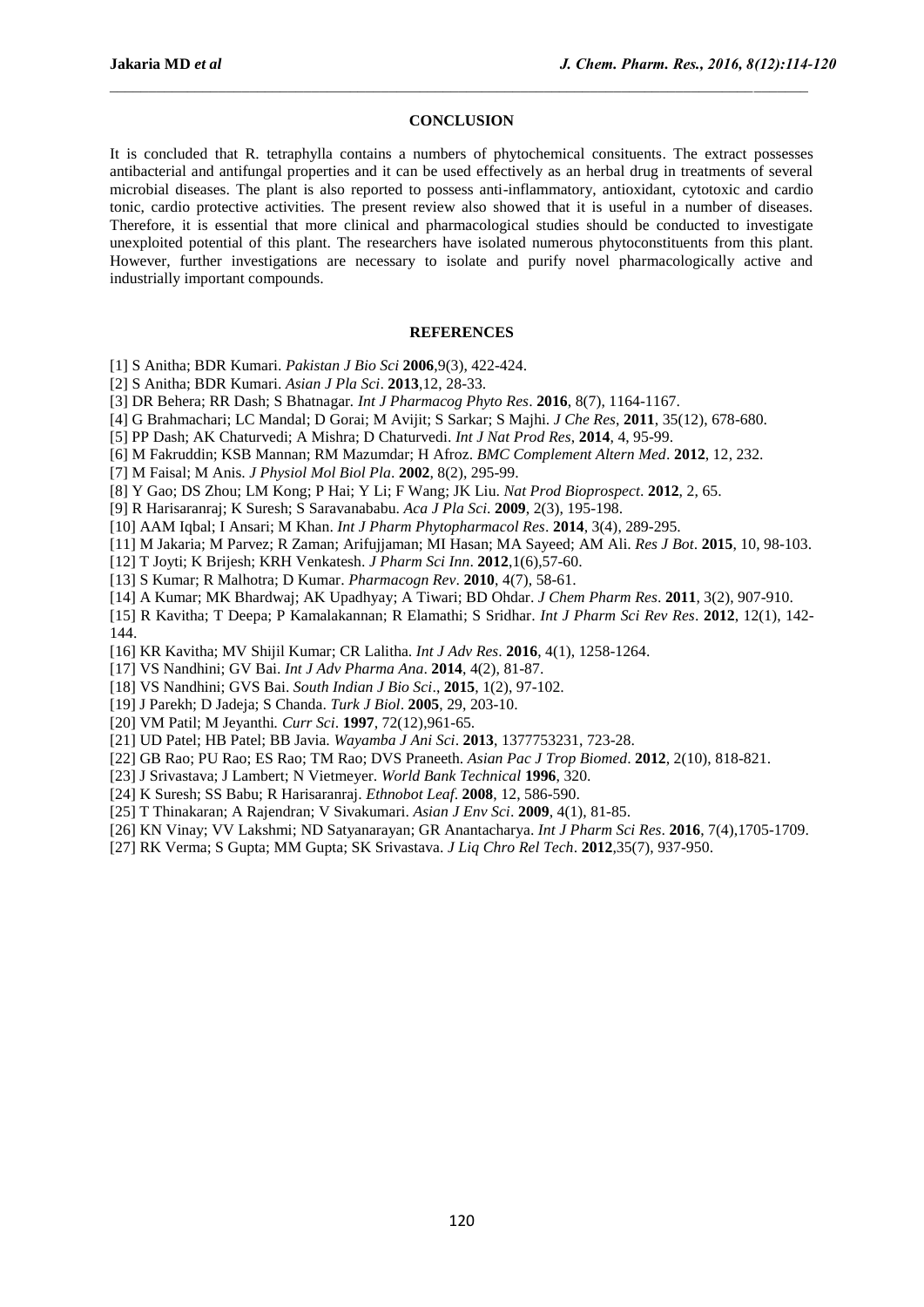## CONCLUSION

It is concluded that R. tetraphylla contains a numbers of phytochemical consituents. The extract possesses antibacterial and antifungal properties and it can be used effectively as an herbal drug in treatments of several microbial diseases. The plant is also reported to possess anti-inflammatory, antioxidant, cytotoxic and cardio tonic, cardio protective activities. The present review also showed that it is useful in a number of diseases. Therefore, it is essential that more clinical and pharmacological studies should be conducted to investigate unexploited potential of this plant. The researchers have isolated numerous phytoconstituents from this plant. However, further investigations are necessary to isolate and purify novel pharmacologically active and industrially important compounds.

## REFERENCES

[1] S Anitha; BDR Kumari. *Pakistan J Bio Sci* **2006**,9(3), 422-424.
[2] S Anitha; BDR Kumari. *Asian J Pla Sci*. **2013**,12, 28-33.
[3] DR Behera; RR Dash; S Bhatnagar. *Int J Pharmacog Phyto Res*. **2016**, 8(7), 1164-1167.
[4] G Brahmachari; LC Mandal; D Gorai; M Avijit; S Sarkar; S Majhi. *J Che Res*, **2011**, 35(12), 678-680.
[5] PP Dash; AK Chaturvedi; A Mishra; D Chaturvedi. *Int J Nat Prod Res*, **2014**, 4, 95-99.
[6] M Fakruddin; KSB Mannan; RM Mazumdar; H Afroz. *BMC Complement Altern Med*. **2012**, 12, 232.
[7] M Faisal; M Anis. *J Physiol Mol Biol Pla*. **2002**, 8(2), 295-99.
[8] Y Gao; DS Zhou; LM Kong; P Hai; Y Li; F Wang; JK Liu. *Nat Prod Bioprospect*. **2012**, 2, 65.
[9] R Harisaranraj; K Suresh; S Saravanababu. *Aca J Pla Sci*. **2009**, 2(3), 195-198.
[10] AAM Iqbal; I Ansari; M Khan. *Int J Pharm Phytopharmacol Res*. **2014**, 3(4), 289-295.
[11] M Jakaria; M Parvez; R Zaman; Arifujjaman; MI Hasan; MA Sayeed; AM Ali. *Res J Bot*. **2015**, 10, 98-103.
[12] T Joyti; K Brijesh; KRH Venkatesh. *J Pharm Sci Inn*. **2012**,1(6),57-60.
[13] S Kumar; R Malhotra; D Kumar. *Pharmacogn Rev*. **2010**, 4(7), 58-61.
[14] A Kumar; MK Bhardwaj; AK Upadhyay; A Tiwari; BD Ohdar. *J Chem Pharm Res*. **2011**, 3(2), 907-910.
[15] R Kavitha; T Deepa; P Kamalakannan; R Elamathi; S Sridhar. *Int J Pharm Sci Rev Res*. **2012**, 12(1), 142-144.
[16] KR Kavitha; MV Shijil Kumar; CR Lalitha. *Int J Adv Res*. **2016**, 4(1), 1258-1264.
[17] VS Nandhini; GV Bai. *Int J Adv Pharma Ana*. **2014**, 4(2), 81-87.
[18] VS Nandhini; GVS Bai. *South Indian J Bio Sci*., **2015**, 1(2), 97-102.
[19] J Parekh; D Jadeja; S Chanda. *Turk J Biol*. **2005**, 29, 203-10.
[20] VM Patil; M Jeyanthi. *Curr Sci*. **1997**, 72(12),961-65.
[21] UD Patel; HB Patel; BB Javia. *Wayamba J Ani Sci*. **2013**, 1377753231, 723-28.
[22] GB Rao; PU Rao; ES Rao; TM Rao; DVS Praneeth. *Asian Pac J Trop Biomed*. **2012**, 2(10), 818-821.
[23] J Srivastava; J Lambert; N Vietmeyer. *World Bank Technical* **1996**, 320.
[24] K Suresh; SS Babu; R Harisaranraj. *Ethnobot Leaf*. **2008**, 12, 586-590.
[25] T Thinakaran; A Rajendran; V Sivakumari. *Asian J Env Sci*. **2009**, 4(1), 81-85.
[26] KN Vinay; VV Lakshmi; ND Satyanarayan; GR Anantacharya. *Int J Pharm Sci Res*. **2016**, 7(4),1705-1709.
[27] RK Verma; S Gupta; MM Gupta; SK Srivastava. *J Liq Chro Rel Tech*. **2012**,35(7), 937-950.